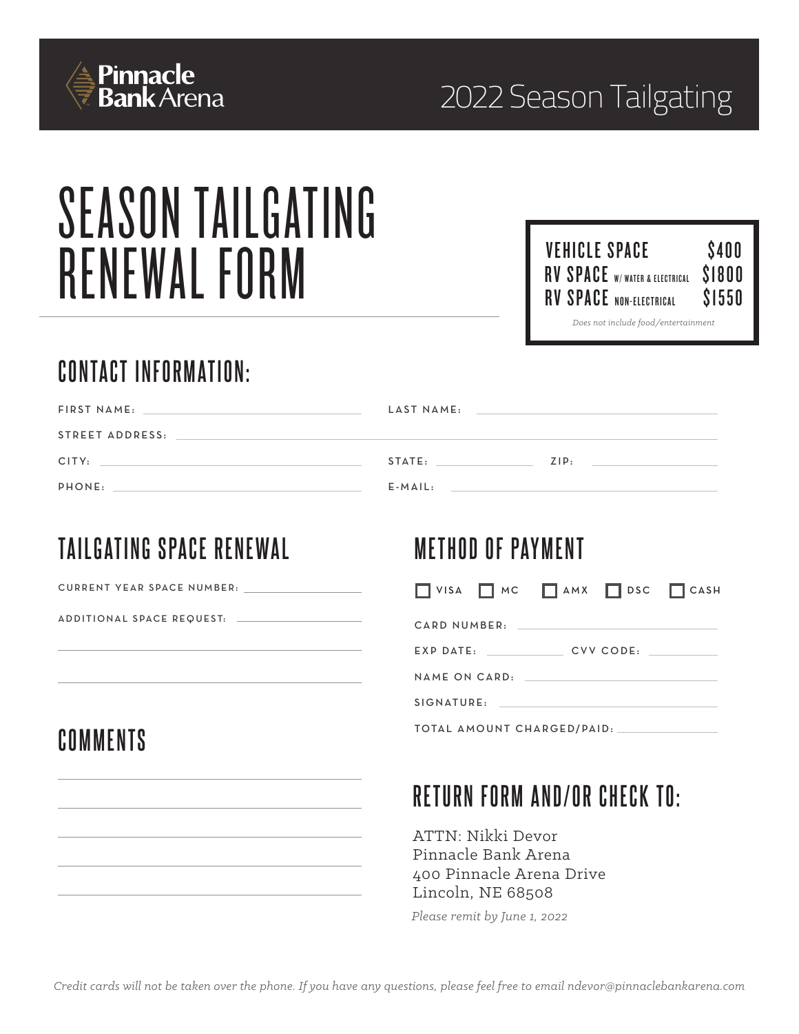Pinnacle Bank Arena

2022 Season Tailgating

# SEASON TAILGATING RENEWAL FORM

| | |
|---|---|
| VEHICLE SPACE | $400 |
| RV SPACE W/ WATER & ELECTRICAL | $1800 |
| RV SPACE NON-ELECTRICAL | $1550 |

*Does not include food/entertainment*

## CONTACT INFORMATION:

FIRST NAME: ______________________ LAST NAME: ______________________

STREET ADDRESS: ______________________________________________

CITY: ______________________ STATE: __________ ZIP: __________

PHONE: ______________________ E-MAIL: ______________________

## TAILGATING SPACE RENEWAL

CURRENT YEAR SPACE NUMBER: ______________

ADDITIONAL SPACE REQUEST: ______________

______________________________

______________________________

## METHOD OF PAYMENT

☐ VISA ☐ MC ☐ AMX ☐ DSC ☐ CASH

CARD NUMBER: ______________________

EXP DATE: __________ CVV CODE: __________

NAME ON CARD: ______________________

SIGNATURE: ______________________

TOTAL AMOUNT CHARGED/PAID: ______________

## COMMENTS

______________________________

______________________________

______________________________

______________________________

______________________________

## RETURN FORM AND/OR CHECK TO:

ATTN: Nikki Devor
Pinnacle Bank Arena
400 Pinnacle Arena Drive
Lincoln, NE 68508

*Please remit by June 1, 2022*

*Credit cards will not be taken over the phone. If you have any questions, please feel free to email ndevor@pinnaclebankarena.com*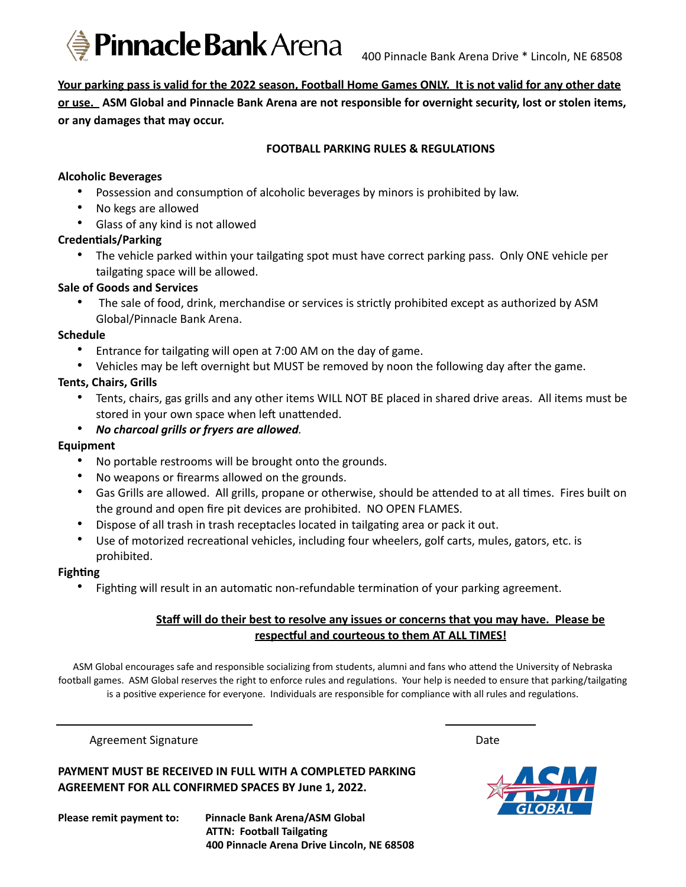Pinnacle Bank Arena 400 Pinnacle Bank Arena Drive * Lincoln, NE 68508

**Your parking pass is valid for the 2022 season, Football Home Games ONLY. It is not valid for any other date or use. ASM Global and Pinnacle Bank Arena are not responsible for overnight security, lost or stolen items, or any damages that may occur.**

## FOOTBALL PARKING RULES & REGULATIONS

**Alcoholic Beverages**

- Possession and consumption of alcoholic beverages by minors is prohibited by law.
- No kegs are allowed
- Glass of any kind is not allowed

**Credentials/Parking**

- The vehicle parked within your tailgating spot must have correct parking pass. Only ONE vehicle per tailgating space will be allowed.

**Sale of Goods and Services**

- The sale of food, drink, merchandise or services is strictly prohibited except as authorized by ASM Global/Pinnacle Bank Arena.

**Schedule**

- Entrance for tailgating will open at 7:00 AM on the day of game.
- Vehicles may be left overnight but MUST be removed by noon the following day after the game.

**Tents, Chairs, Grills**

- Tents, chairs, gas grills and any other items WILL NOT BE placed in shared drive areas. All items must be stored in your own space when left unattended.
- ***No charcoal grills or fryers are allowed***.

**Equipment**

- No portable restrooms will be brought onto the grounds.
- No weapons or firearms allowed on the grounds.
- Gas Grills are allowed. All grills, propane or otherwise, should be attended to at all times. Fires built on the ground and open fire pit devices are prohibited. NO OPEN FLAMES.
- Dispose of all trash in trash receptacles located in tailgating area or pack it out.
- Use of motorized recreational vehicles, including four wheelers, golf carts, mules, gators, etc. is prohibited.

**Fighting**

- Fighting will result in an automatic non-refundable termination of your parking agreement.

**Staff will do their best to resolve any issues or concerns that you may have. Please be respectful and courteous to them AT ALL TIMES!**

ASM Global encourages safe and responsible socializing from students, alumni and fans who attend the University of Nebraska football games. ASM Global reserves the right to enforce rules and regulations. Your help is needed to ensure that parking/tailgating is a positive experience for everyone. Individuals are responsible for compliance with all rules and regulations.

______________________________ Agreement Signature

______________ Date

**PAYMENT MUST BE RECEIVED IN FULL WITH A COMPLETED PARKING AGREEMENT FOR ALL CONFIRMED SPACES BY June 1, 2022.**

ASM GLOBAL

**Please remit payment to:** **Pinnacle Bank Arena/ASM Global**
**ATTN: Football Tailgating**
**400 Pinnacle Arena Drive Lincoln, NE 68508**